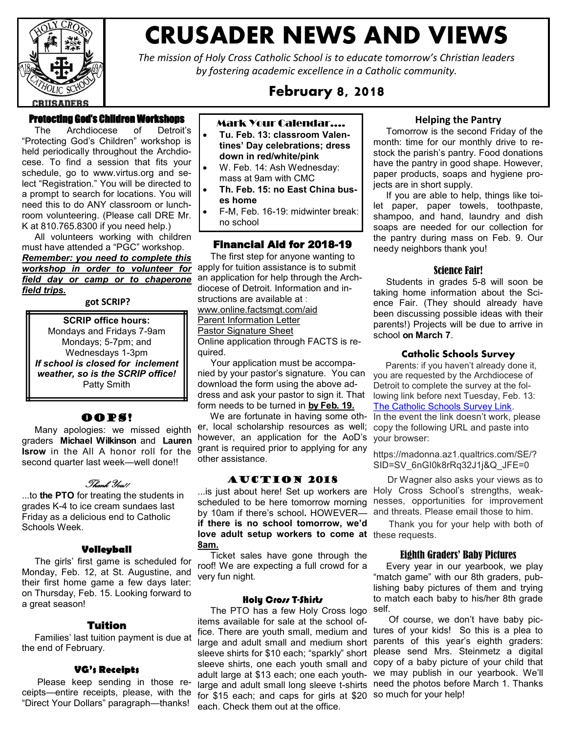# CRUSADER NEWS AND VIEWS

*The mission of Holy Cross Catholic School is to educate tomorrow's Christian leaders by fostering academic excellence in a Catholic community.*

## February 8, 2018

### Protecting God's Children Workshops

The Archdiocese of Detroit's "Protecting God's Children" workshop is held periodically throughout the Archdiocese. To find a session that fits your schedule, go to www.virtus.org and select "Registration." You will be directed to a prompt to search for locations. You will need this to do ANY classroom or lunchroom volunteering. (Please call DRE Mr. K at 810.765.8300 if you need help.)

All volunteers working with children must have attended a "PGC" workshop. ***Remember: you need to complete this workshop in order to volunteer for field day or camp or to chaperone field trips.***

**got SCRIP?**

**SCRIP office hours:**
Mondays and Fridays 7-9am
Mondays; 5-7pm; and
Wednesdays 1-3pm
***If school is closed for inclement weather, so is the SCRIP office!***
Patty Smith

### OOPS!

Many apologies: we missed eighth graders **Michael Wilkinson** and **Lauren Isrow** in the All A honor roll for the second quarter last week—well done!!

### Thank You!!

...to **the PTO** for treating the students in grades K-4 to ice cream sundaes last Friday as a delicious end to Catholic Schools Week.

### Volleyball

The girls' first game is scheduled for Monday, Feb. 12, at St. Augustine, and their first home game a few days later: on Thursday, Feb. 15. Looking forward to a great season!

### Tuition

Families' last tuition payment is due at the end of February.

### VG's Receipts

Please keep sending in those receipts—entire receipts, please, with the "Direct Your Dollars" paragraph—thanks!

### Mark Your Calendar....

- **Tu. Feb. 13: classroom Valentines' Day celebrations; dress down in red/white/pink**
- W. Feb. 14: Ash Wednesday: mass at 9am with CMC
- **Th. Feb. 15: no East China buses home**
- F-M, Feb. 16-19: midwinter break: no school

### Financial Aid for 2018-19

The first step for anyone wanting to apply for tuition assistance is to submit an application for help through the Archdiocese of Detroit. Information and instructions are available at : www.online.factsmgt.com/aid
Parent Information Letter
Pastor Signature Sheet
Online application through FACTS is required.

Your application must be accompanied by your pastor's signature. You can download the form using the above address and ask your pastor to sign it. That form needs to be turned in **by Feb. 19.**

We are fortunate in having some other, local scholarship resources as well; however, an application for the AoD's grant is required prior to applying for any other assistance.

### AUCTION 2018

...is just about here! Set up workers are scheduled to be here tomorrow morning by 10am if there's school**.** HOWEVER—**if there is no school tomorrow, we'd love adult setup workers to come at 8am.**

Ticket sales have gone through the roof! We are expecting a full crowd for a very fun night.

### Holy Cross T-Shirts

The PTO has a few Holy Cross logo items available for sale at the school office. There are youth small, medium and large and adult small and medium short sleeve shirts for $10 each; "sparkly" short sleeve shirts, one each youth small and adult large at $13 each; one each youth-large and adult small long sleeve t-shirts for $15 each; and caps for girls at $20 each. Check them out at the office.

### Helping the Pantry

Tomorrow is the second Friday of the month: time for our monthly drive to restock the parish's pantry. Food donations have the pantry in good shape. However, paper products, soaps and hygiene projects are in short supply.

If you are able to help, things like toilet paper, paper towels, toothpaste, shampoo, and hand, laundry and dish soaps are needed for our collection for the pantry during mass on Feb. 9. Our needy neighbors thank you!

### Science Fair!

Students in grades 5-8 will soon be taking home information about the Science Fair. (They should already have been discussing possible ideas with their parents!) Projects will be due to arrive in school **on March 7**.

### Catholic Schools Survey

Parents: if you haven't already done it, you are requested by the Archdiocese of Detroit to complete the survey at the following link before next Tuesday, Feb. 13: The Catholic Schools Survey Link.
In the event the link doesn't work, please copy the following URL and paste into your browser:

https://madonna.az1.qualtrics.com/SE/?SID=SV_6nGI0k8rRq32J1j&Q_JFE=0

Dr Wagner also asks your views as to Holy Cross School's strengths, weaknesses, opportunities for improvement and threats. Please email those to him.

Thank you for your help with both of these requests.

### Eighth Graders' Baby Pictures

Every year in our yearbook, we play "match game" with our 8th graders, publishing baby pictures of them and trying to match each baby to his/her 8th grade self.

Of course, we don't have baby pictures of your kids! So this is a plea to parents of this year's eighth graders: please send Mrs. Steinmetz a digital copy of a baby picture of your child that we may publish in our yearbook. We'll need the photos before March 1. Thanks so much for your help!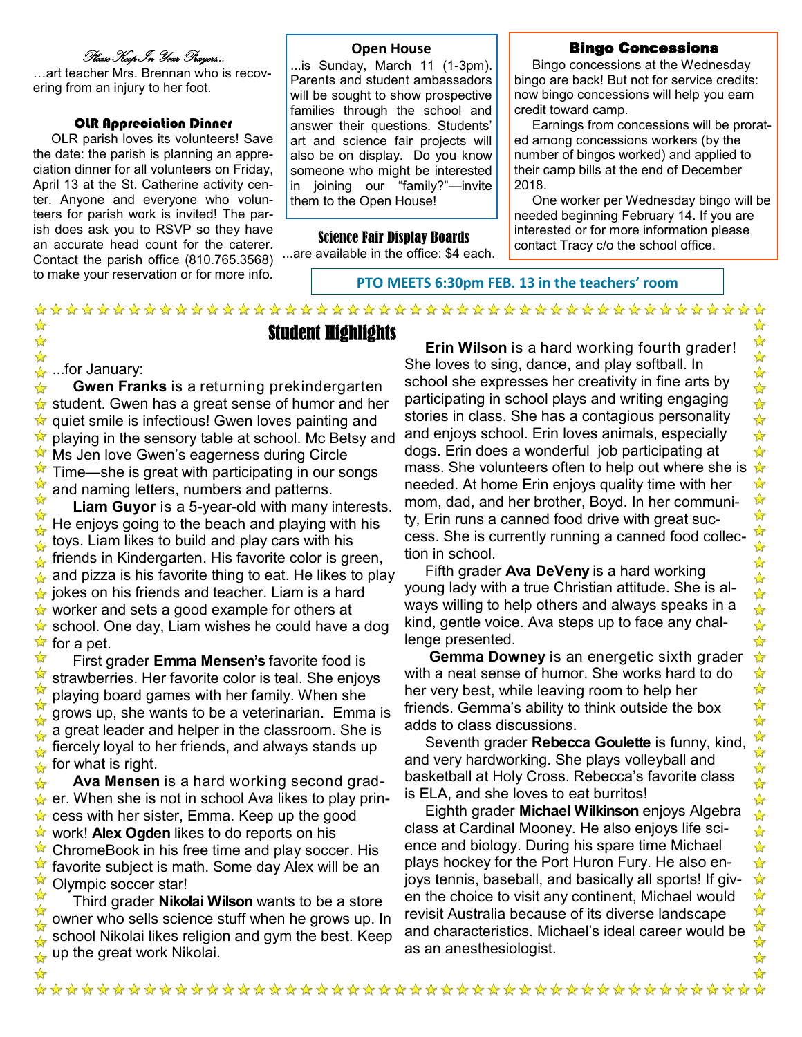*Please Keep In Your Prayers..*

…art teacher Mrs. Brennan who is recovering from an injury to her foot.

### OLR Appreciation Dinner

OLR parish loves its volunteers! Save the date: the parish is planning an appreciation dinner for all volunteers on Friday, April 13 at the St. Catherine activity center. Anyone and everyone who volunteers for parish work is invited! The parish does ask you to RSVP so they have an accurate head count for the caterer. Contact the parish office (810.765.3568) to make your reservation or for more info.

### Open House

...is Sunday, March 11 (1-3pm). Parents and student ambassadors will be sought to show prospective families through the school and answer their questions. Students' art and science fair projects will also be on display. Do you know someone who might be interested in joining our "family?"—invite them to the Open House!

### Science Fair Display Boards

...are available in the office: $4 each.

### Bingo Concessions

Bingo concessions at the Wednesday bingo are back! But not for service credits: now bingo concessions will help you earn credit toward camp.

Earnings from concessions will be prorated among concessions workers (by the number of bingos worked) and applied to their camp bills at the end of December 2018.

One worker per Wednesday bingo will be needed beginning February 14. If you are interested or for more information please contact Tracy c/o the school office.

**PTO MEETS 6:30pm FEB. 13 in the teachers' room**

## Student Highlights

...for January:

**Gwen Franks** is a returning prekindergarten student. Gwen has a great sense of humor and her quiet smile is infectious! Gwen loves painting and playing in the sensory table at school. Mc Betsy and Ms Jen love Gwen's eagerness during Circle Time—she is great with participating in our songs and naming letters, numbers and patterns.

**Liam Guyor** is a 5-year-old with many interests. He enjoys going to the beach and playing with his toys. Liam likes to build and play cars with his friends in Kindergarten. His favorite color is green, and pizza is his favorite thing to eat. He likes to play jokes on his friends and teacher. Liam is a hard worker and sets a good example for others at school. One day, Liam wishes he could have a dog for a pet.

First grader **Emma Mensen's** favorite food is strawberries. Her favorite color is teal. She enjoys playing board games with her family. When she grows up, she wants to be a veterinarian. Emma is a great leader and helper in the classroom. She is fiercely loyal to her friends, and always stands up for what is right.

**Ava Mensen** is a hard working second grader. When she is not in school Ava likes to play princess with her sister, Emma. Keep up the good work! **Alex Ogden** likes to do reports on his ChromeBook in his free time and play soccer. His favorite subject is math. Some day Alex will be an Olympic soccer star!

Third grader **Nikolai Wilson** wants to be a store owner who sells science stuff when he grows up. In school Nikolai likes religion and gym the best. Keep up the great work Nikolai.

**Erin Wilson** is a hard working fourth grader! She loves to sing, dance, and play softball. In school she expresses her creativity in fine arts by participating in school plays and writing engaging stories in class. She has a contagious personality and enjoys school. Erin loves animals, especially dogs. Erin does a wonderful job participating at mass. She volunteers often to help out where she is needed. At home Erin enjoys quality time with her mom, dad, and her brother, Boyd. In her community, Erin runs a canned food drive with great success. She is currently running a canned food collection in school.

Fifth grader **Ava DeVeny** is a hard working young lady with a true Christian attitude. She is always willing to help others and always speaks in a kind, gentle voice. Ava steps up to face any challenge presented.

**Gemma Downey** is an energetic sixth grader with a neat sense of humor. She works hard to do her very best, while leaving room to help her friends. Gemma's ability to think outside the box adds to class discussions.

Seventh grader **Rebecca Goulette** is funny, kind, and very hardworking. She plays volleyball and basketball at Holy Cross. Rebecca's favorite class is ELA, and she loves to eat burritos!

Eighth grader **Michael Wilkinson** enjoys Algebra class at Cardinal Mooney. He also enjoys life science and biology. During his spare time Michael plays hockey for the Port Huron Fury. He also enjoys tennis, baseball, and basically all sports! If given the choice to visit any continent, Michael would revisit Australia because of its diverse landscape and characteristics. Michael's ideal career would be as an anesthesiologist.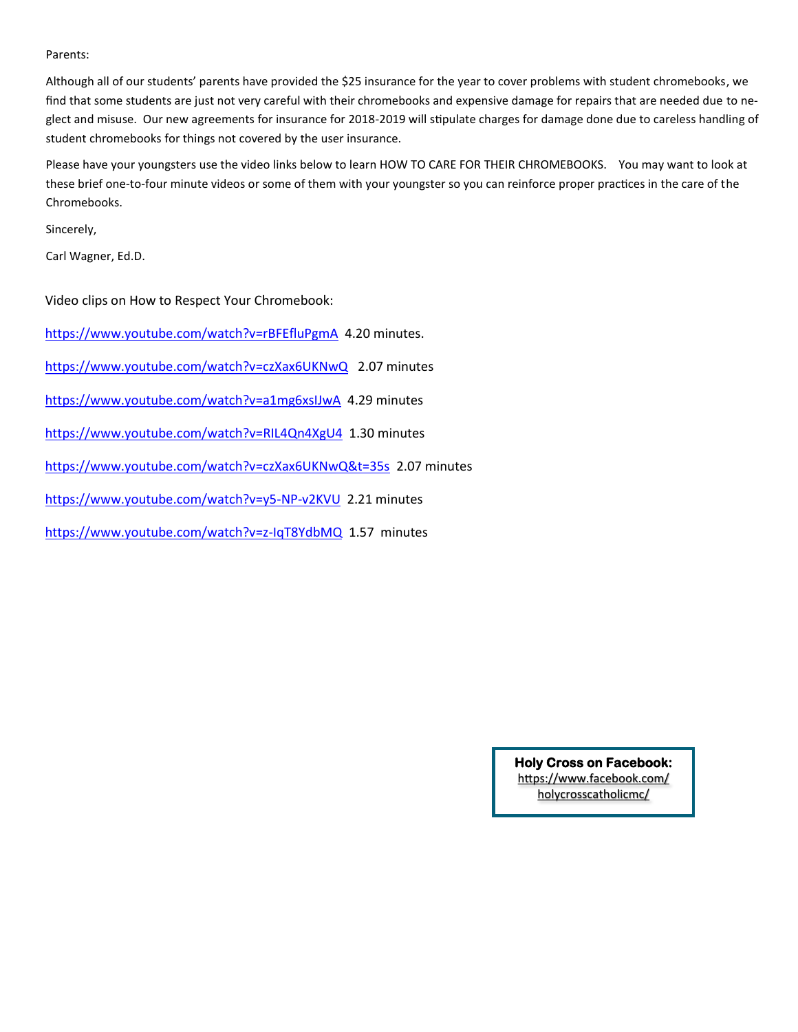Parents:

Although all of our students' parents have provided the $25 insurance for the year to cover problems with student chromebooks, we find that some students are just not very careful with their chromebooks and expensive damage for repairs that are needed due to neglect and misuse. Our new agreements for insurance for 2018-2019 will stipulate charges for damage done due to careless handling of student chromebooks for things not covered by the user insurance.

Please have your youngsters use the video links below to learn HOW TO CARE FOR THEIR CHROMEBOOKS. You may want to look at these brief one-to-four minute videos or some of them with your youngster so you can reinforce proper practices in the care of the Chromebooks.

Sincerely,

Carl Wagner, Ed.D.

Video clips on How to Respect Your Chromebook:

https://www.youtube.com/watch?v=rBFEfluPgmA 4.20 minutes.

https://www.youtube.com/watch?v=czXax6UKNwQ 2.07 minutes

https://www.youtube.com/watch?v=a1mg6xslJwA 4.29 minutes

https://www.youtube.com/watch?v=RIL4Qn4XgU4 1.30 minutes

https://www.youtube.com/watch?v=czXax6UKNwQ&t=35s 2.07 minutes

https://www.youtube.com/watch?v=y5-NP-v2KVU 2.21 minutes

https://www.youtube.com/watch?v=z-IqT8YdbMQ 1.57 minutes

**Holy Cross on Facebook:**
https://www.facebook.com/holycrosscatholicmc/